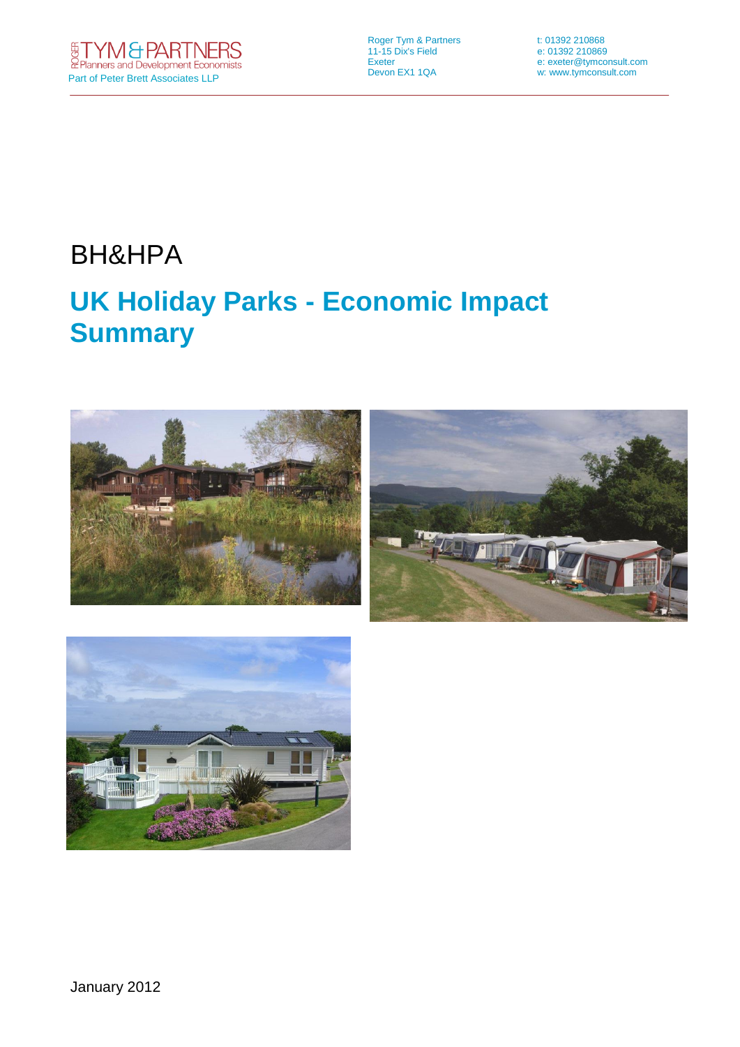ROGER TYM & PARTNERS
Planners and Development Economists
Part of Peter Brett Associates LLP

Roger Tym & Partners
11-15 Dix's Field
Exeter
Devon EX1 1QA

t: 01392 210868
e: 01392 210869
e: exeter@tymconsult.com
w: www.tymconsult.com

BH&HPA

# UK Holiday Parks - Economic Impact Summary

January 2012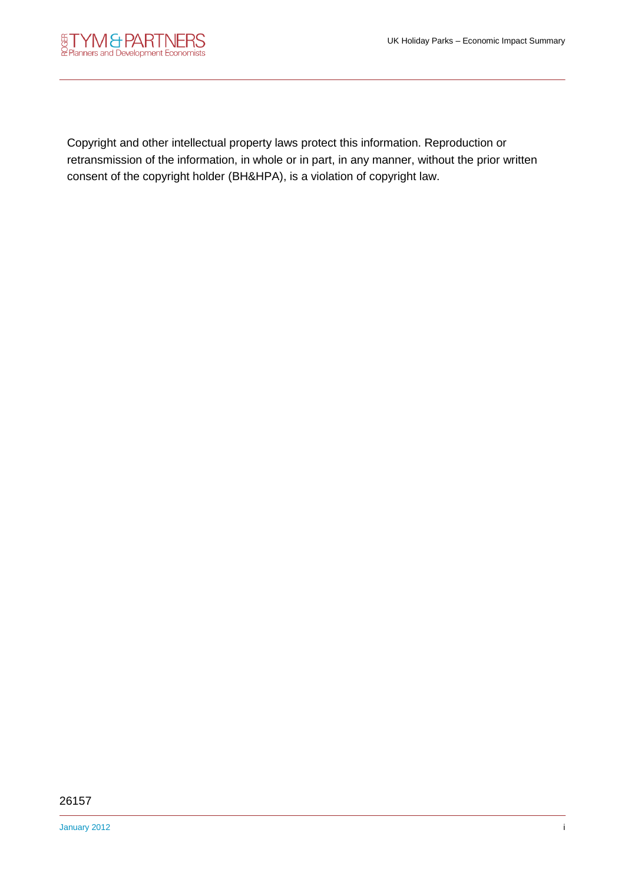Copyright and other intellectual property laws protect this information. Reproduction or retransmission of the information, in whole or in part, in any manner, without the prior written consent of the copyright holder (BH&HPA), is a violation of copyright law.

26157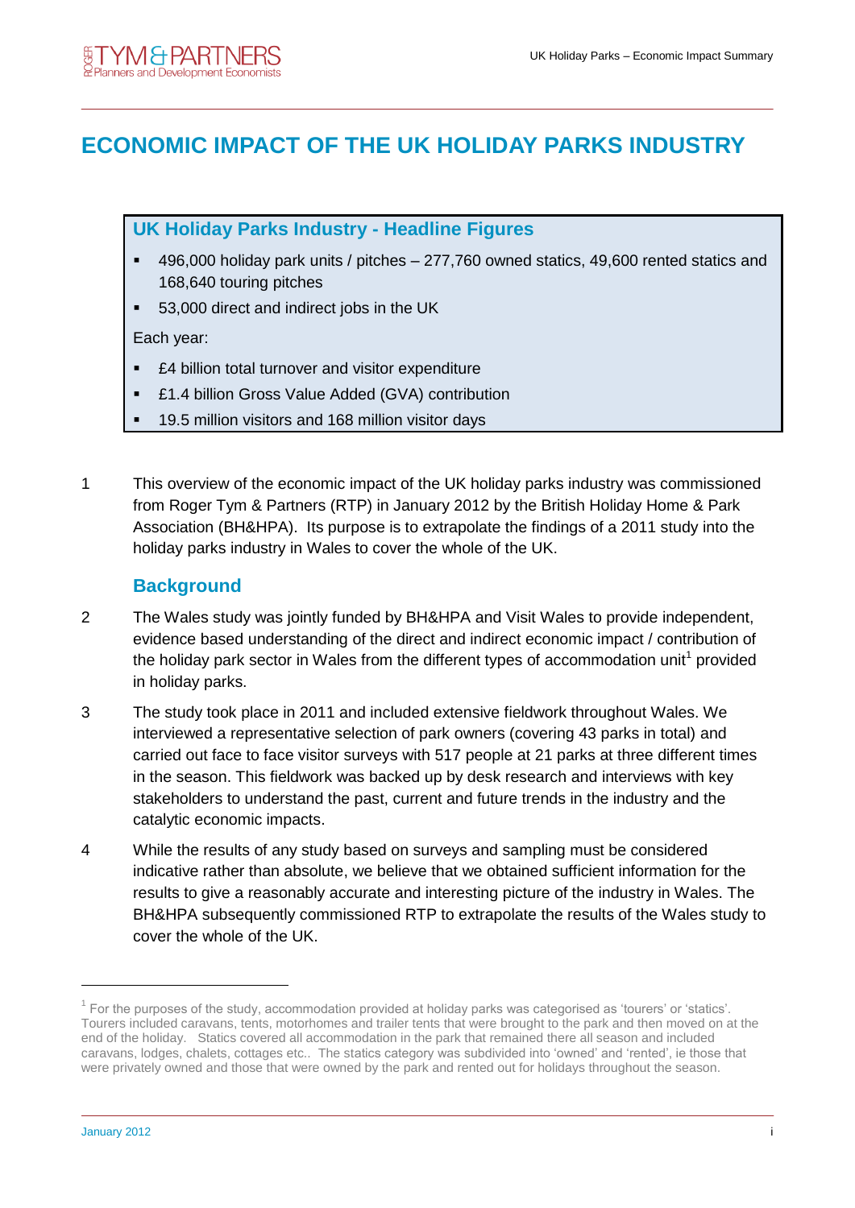# ECONOMIC IMPACT OF THE UK HOLIDAY PARKS INDUSTRY

## UK Holiday Parks Industry - Headline Figures

- 496,000 holiday park units / pitches – 277,760 owned statics, 49,600 rented statics and 168,640 touring pitches
- 53,000 direct and indirect jobs in the UK

Each year:

- £4 billion total turnover and visitor expenditure
- £1.4 billion Gross Value Added (GVA) contribution
- 19.5 million visitors and 168 million visitor days

1 This overview of the economic impact of the UK holiday parks industry was commissioned from Roger Tym & Partners (RTP) in January 2012 by the British Holiday Home & Park Association (BH&HPA). Its purpose is to extrapolate the findings of a 2011 study into the holiday parks industry in Wales to cover the whole of the UK.

## Background

2 The Wales study was jointly funded by BH&HPA and Visit Wales to provide independent, evidence based understanding of the direct and indirect economic impact / contribution of the holiday park sector in Wales from the different types of accommodation unit[1] provided in holiday parks.

3 The study took place in 2011 and included extensive fieldwork throughout Wales. We interviewed a representative selection of park owners (covering 43 parks in total) and carried out face to face visitor surveys with 517 people at 21 parks at three different times in the season. This fieldwork was backed up by desk research and interviews with key stakeholders to understand the past, current and future trends in the industry and the catalytic economic impacts.

4 While the results of any study based on surveys and sampling must be considered indicative rather than absolute, we believe that we obtained sufficient information for the results to give a reasonably accurate and interesting picture of the industry in Wales. The BH&HPA subsequently commissioned RTP to extrapolate the results of the Wales study to cover the whole of the UK.

[1] For the purposes of the study, accommodation provided at holiday parks was categorised as 'tourers' or 'statics'. Tourers included caravans, tents, motorhomes and trailer tents that were brought to the park and then moved on at the end of the holiday. Statics covered all accommodation in the park that remained there all season and included caravans, lodges, chalets, cottages etc.. The statics category was subdivided into 'owned' and 'rented', ie those that were privately owned and those that were owned by the park and rented out for holidays throughout the season.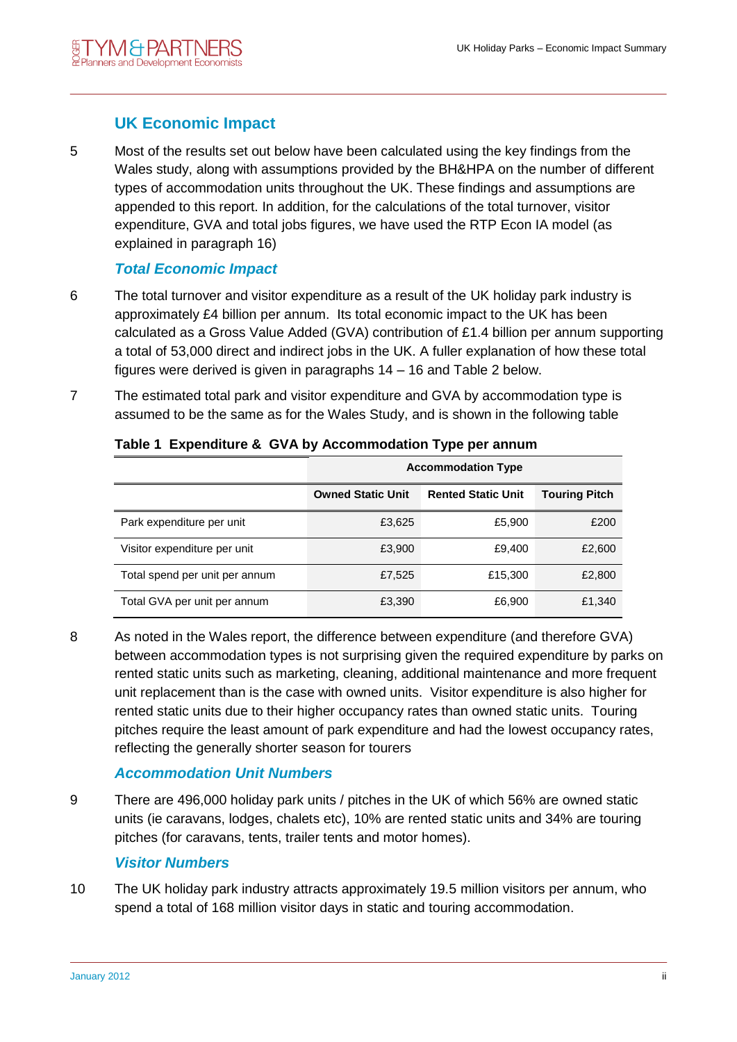## UK Economic Impact

5 Most of the results set out below have been calculated using the key findings from the Wales study, along with assumptions provided by the BH&HPA on the number of different types of accommodation units throughout the UK. These findings and assumptions are appended to this report. In addition, for the calculations of the total turnover, visitor expenditure, GVA and total jobs figures, we have used the RTP Econ IA model (as explained in paragraph 16)

### *Total Economic Impact*

6 The total turnover and visitor expenditure as a result of the UK holiday park industry is approximately £4 billion per annum. Its total economic impact to the UK has been calculated as a Gross Value Added (GVA) contribution of £1.4 billion per annum supporting a total of 53,000 direct and indirect jobs in the UK. A fuller explanation of how these total figures were derived is given in paragraphs 14 – 16 and Table 2 below.

7 The estimated total park and visitor expenditure and GVA by accommodation type is assumed to be the same as for the Wales Study, and is shown in the following table

**Table 1 Expenditure & GVA by Accommodation Type per annum**

| | Accommodation Type | | |
|---|---|---|---|
| | **Owned Static Unit** | **Rented Static Unit** | **Touring Pitch** |
| Park expenditure per unit | £3,625 | £5,900 | £200 |
| Visitor expenditure per unit | £3,900 | £9,400 | £2,600 |
| Total spend per unit per annum | £7,525 | £15,300 | £2,800 |
| Total GVA per unit per annum | £3,390 | £6,900 | £1,340 |

8 As noted in the Wales report, the difference between expenditure (and therefore GVA) between accommodation types is not surprising given the required expenditure by parks on rented static units such as marketing, cleaning, additional maintenance and more frequent unit replacement than is the case with owned units. Visitor expenditure is also higher for rented static units due to their higher occupancy rates than owned static units. Touring pitches require the least amount of park expenditure and had the lowest occupancy rates, reflecting the generally shorter season for tourers

### *Accommodation Unit Numbers*

9 There are 496,000 holiday park units / pitches in the UK of which 56% are owned static units (ie caravans, lodges, chalets etc), 10% are rented static units and 34% are touring pitches (for caravans, tents, trailer tents and motor homes).

### *Visitor Numbers*

10 The UK holiday park industry attracts approximately 19.5 million visitors per annum, who spend a total of 168 million visitor days in static and touring accommodation.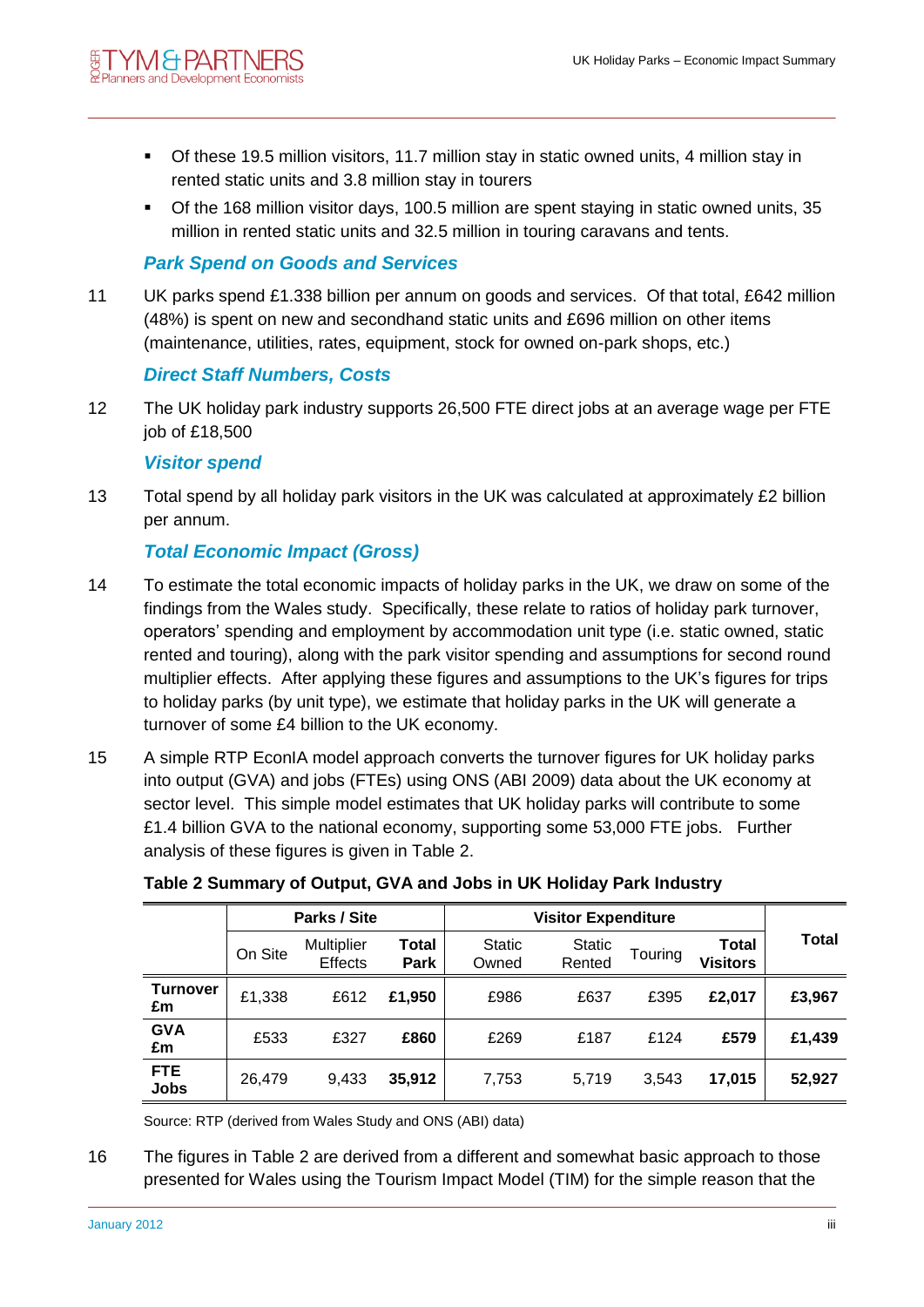- Of these 19.5 million visitors, 11.7 million stay in static owned units, 4 million stay in rented static units and 3.8 million stay in tourers
- Of the 168 million visitor days, 100.5 million are spent staying in static owned units, 35 million in rented static units and 32.5 million in touring caravans and tents.

### *Park Spend on Goods and Services*

11 UK parks spend £1.338 billion per annum on goods and services. Of that total, £642 million (48%) is spent on new and secondhand static units and £696 million on other items (maintenance, utilities, rates, equipment, stock for owned on-park shops, etc.)

### *Direct Staff Numbers, Costs*

12 The UK holiday park industry supports 26,500 FTE direct jobs at an average wage per FTE job of £18,500

### *Visitor spend*

13 Total spend by all holiday park visitors in the UK was calculated at approximately £2 billion per annum.

### *Total Economic Impact (Gross)*

14 To estimate the total economic impacts of holiday parks in the UK, we draw on some of the findings from the Wales study. Specifically, these relate to ratios of holiday park turnover, operators' spending and employment by accommodation unit type (i.e. static owned, static rented and touring), along with the park visitor spending and assumptions for second round multiplier effects. After applying these figures and assumptions to the UK's figures for trips to holiday parks (by unit type), we estimate that holiday parks in the UK will generate a turnover of some £4 billion to the UK economy.

15 A simple RTP EconIA model approach converts the turnover figures for UK holiday parks into output (GVA) and jobs (FTEs) using ONS (ABI 2009) data about the UK economy at sector level. This simple model estimates that UK holiday parks will contribute to some £1.4 billion GVA to the national economy, supporting some 53,000 FTE jobs. Further analysis of these figures is given in Table 2.

**Table 2 Summary of Output, GVA and Jobs in UK Holiday Park Industry**

| | Parks / Site | | | Visitor Expenditure | | | | Total |
|---|---|---|---|---|---|---|---|---|
| | On Site | Multiplier Effects | **Total Park** | Static Owned | Static Rented | Touring | **Total Visitors** | |
| **Turnover £m** | £1,338 | £612 | **£1,950** | £986 | £637 | £395 | **£2,017** | **£3,967** |
| **GVA £m** | £533 | £327 | **£860** | £269 | £187 | £124 | **£579** | **£1,439** |
| **FTE Jobs** | 26,479 | 9,433 | **35,912** | 7,753 | 5,719 | 3,543 | **17,015** | **52,927** |

Source: RTP (derived from Wales Study and ONS (ABI) data)

16 The figures in Table 2 are derived from a different and somewhat basic approach to those presented for Wales using the Tourism Impact Model (TIM) for the simple reason that the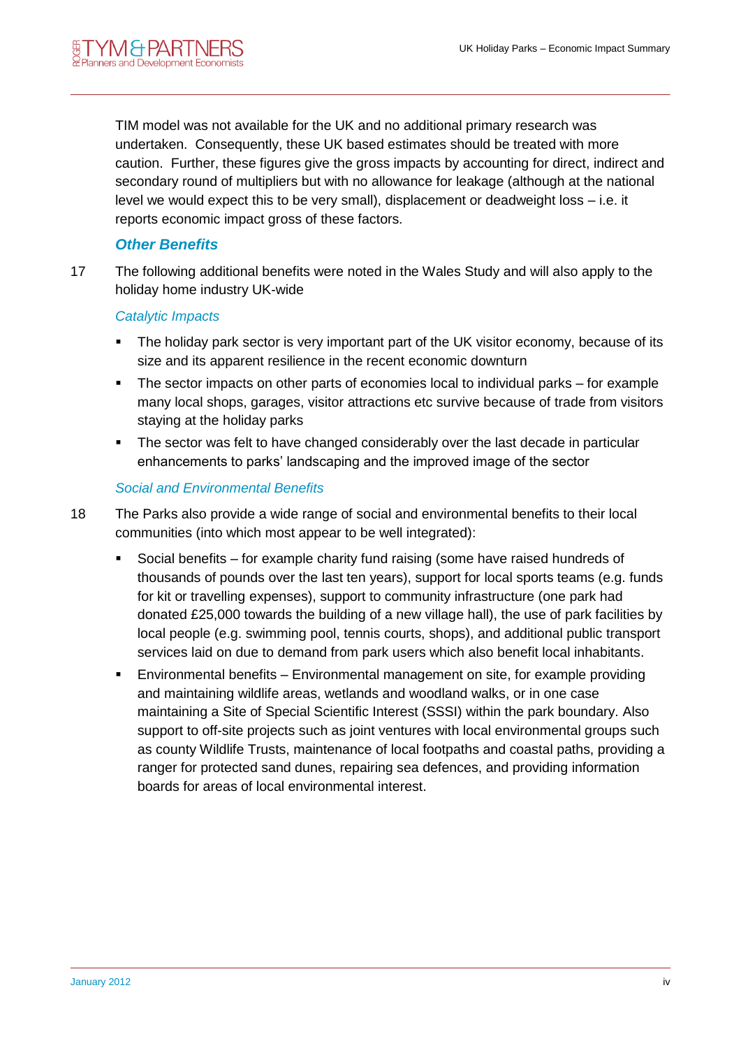TIM model was not available for the UK and no additional primary research was undertaken. Consequently, these UK based estimates should be treated with more caution. Further, these figures give the gross impacts by accounting for direct, indirect and secondary round of multipliers but with no allowance for leakage (although at the national level we would expect this to be very small), displacement or deadweight loss – i.e. it reports economic impact gross of these factors.

### *Other Benefits*

17 The following additional benefits were noted in the Wales Study and will also apply to the holiday home industry UK-wide

#### *Catalytic Impacts*

- The holiday park sector is very important part of the UK visitor economy, because of its size and its apparent resilience in the recent economic downturn
- The sector impacts on other parts of economies local to individual parks – for example many local shops, garages, visitor attractions etc survive because of trade from visitors staying at the holiday parks
- The sector was felt to have changed considerably over the last decade in particular enhancements to parks' landscaping and the improved image of the sector

#### *Social and Environmental Benefits*

18 The Parks also provide a wide range of social and environmental benefits to their local communities (into which most appear to be well integrated):

- Social benefits – for example charity fund raising (some have raised hundreds of thousands of pounds over the last ten years), support for local sports teams (e.g. funds for kit or travelling expenses), support to community infrastructure (one park had donated £25,000 towards the building of a new village hall), the use of park facilities by local people (e.g. swimming pool, tennis courts, shops), and additional public transport services laid on due to demand from park users which also benefit local inhabitants.
- Environmental benefits – Environmental management on site, for example providing and maintaining wildlife areas, wetlands and woodland walks, or in one case maintaining a Site of Special Scientific Interest (SSSI) within the park boundary. Also support to off-site projects such as joint ventures with local environmental groups such as county Wildlife Trusts, maintenance of local footpaths and coastal paths, providing a ranger for protected sand dunes, repairing sea defences, and providing information boards for areas of local environmental interest.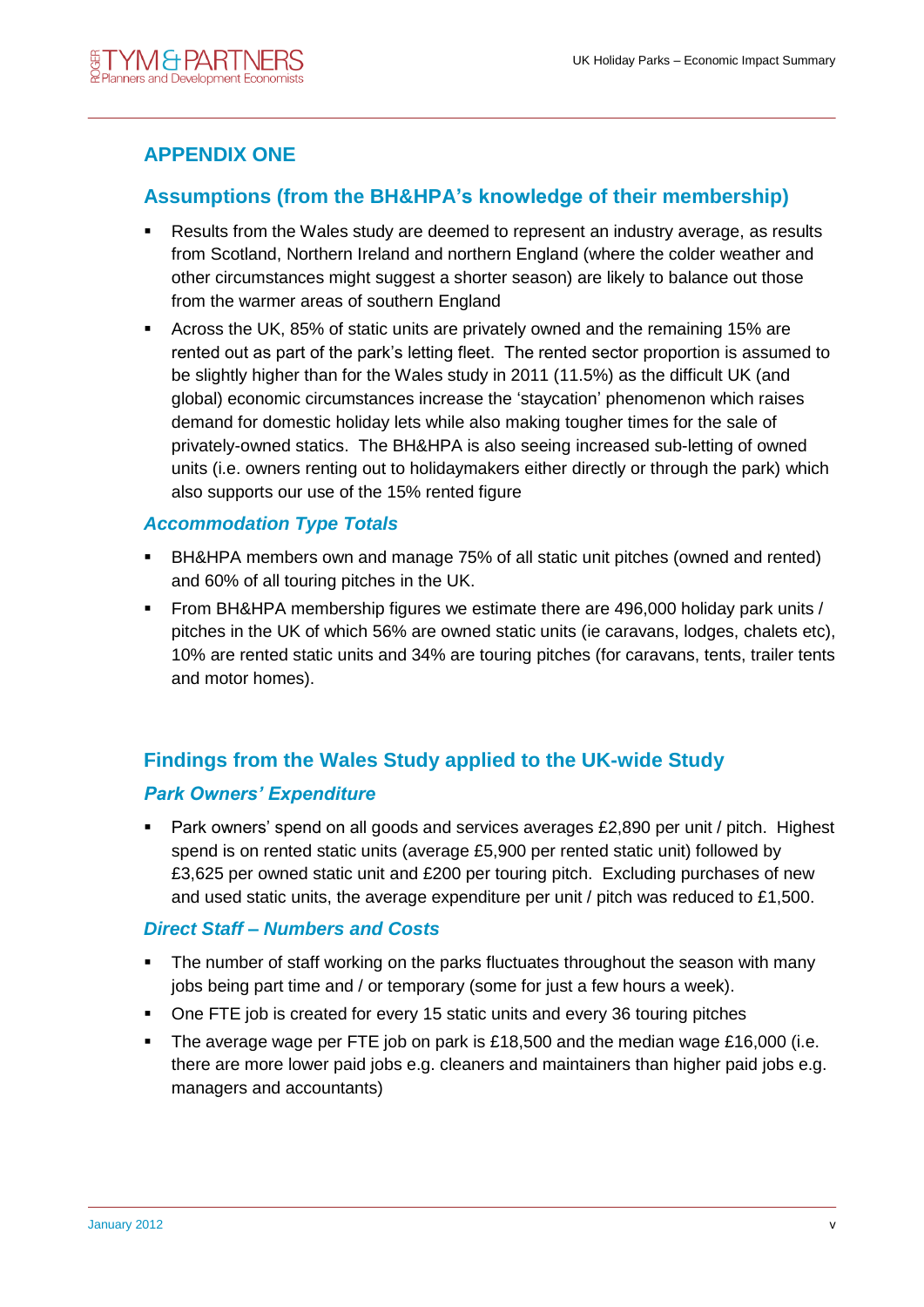## APPENDIX ONE

## Assumptions (from the BH&HPA's knowledge of their membership)

- Results from the Wales study are deemed to represent an industry average, as results from Scotland, Northern Ireland and northern England (where the colder weather and other circumstances might suggest a shorter season) are likely to balance out those from the warmer areas of southern England
- Across the UK, 85% of static units are privately owned and the remaining 15% are rented out as part of the park's letting fleet. The rented sector proportion is assumed to be slightly higher than for the Wales study in 2011 (11.5%) as the difficult UK (and global) economic circumstances increase the 'staycation' phenomenon which raises demand for domestic holiday lets while also making tougher times for the sale of privately-owned statics. The BH&HPA is also seeing increased sub-letting of owned units (i.e. owners renting out to holidaymakers either directly or through the park) which also supports our use of the 15% rented figure

### *Accommodation Type Totals*

- BH&HPA members own and manage 75% of all static unit pitches (owned and rented) and 60% of all touring pitches in the UK.
- From BH&HPA membership figures we estimate there are 496,000 holiday park units / pitches in the UK of which 56% are owned static units (ie caravans, lodges, chalets etc), 10% are rented static units and 34% are touring pitches (for caravans, tents, trailer tents and motor homes).

## Findings from the Wales Study applied to the UK-wide Study

### *Park Owners' Expenditure*

- Park owners' spend on all goods and services averages £2,890 per unit / pitch. Highest spend is on rented static units (average £5,900 per rented static unit) followed by £3,625 per owned static unit and £200 per touring pitch. Excluding purchases of new and used static units, the average expenditure per unit / pitch was reduced to £1,500.

### *Direct Staff – Numbers and Costs*

- The number of staff working on the parks fluctuates throughout the season with many jobs being part time and / or temporary (some for just a few hours a week).
- One FTE job is created for every 15 static units and every 36 touring pitches
- The average wage per FTE job on park is £18,500 and the median wage £16,000 (i.e. there are more lower paid jobs e.g. cleaners and maintainers than higher paid jobs e.g. managers and accountants)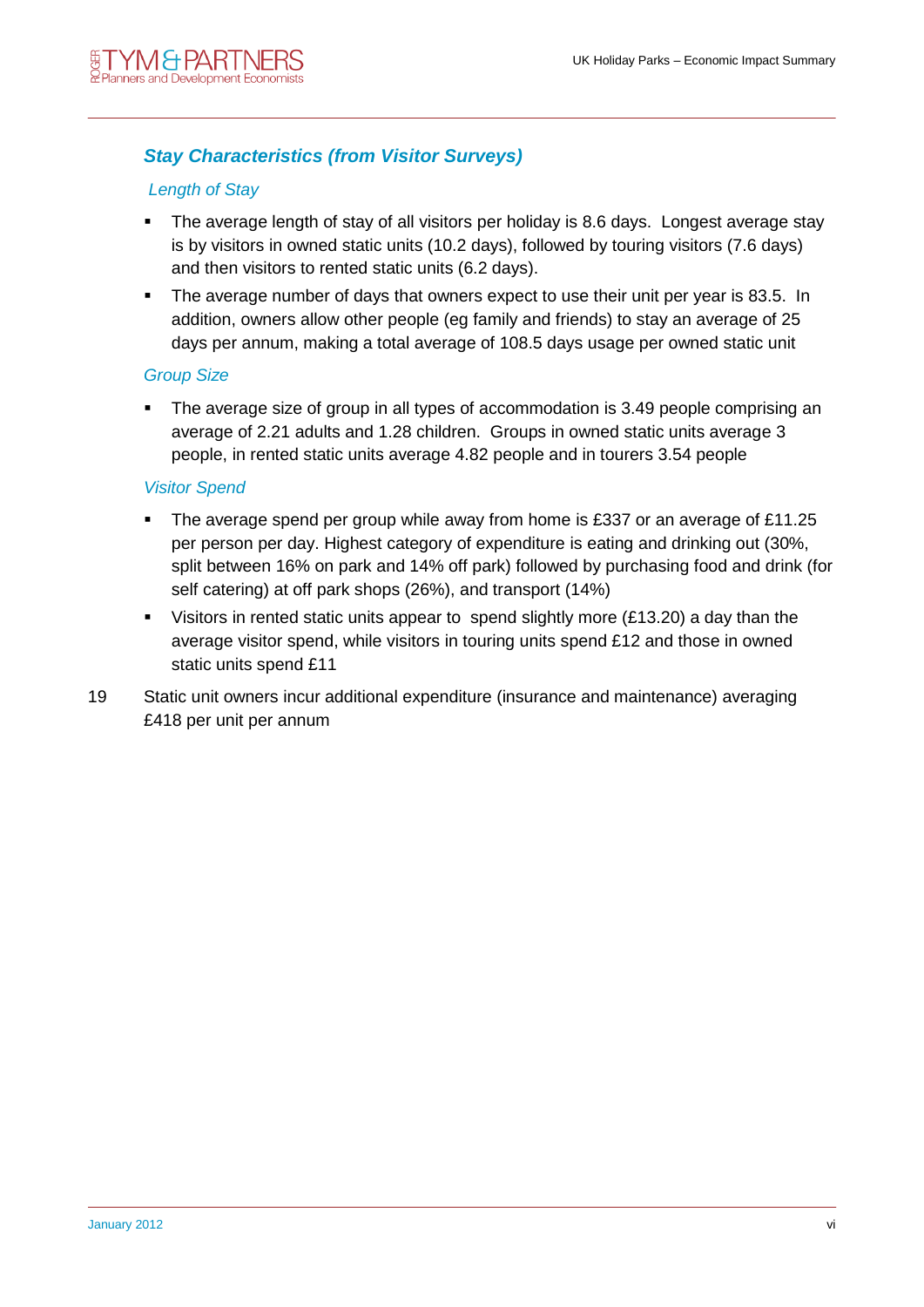### *Stay Characteristics (from Visitor Surveys)*

*Length of Stay*

- The average length of stay of all visitors per holiday is 8.6 days. Longest average stay is by visitors in owned static units (10.2 days), followed by touring visitors (7.6 days) and then visitors to rented static units (6.2 days).
- The average number of days that owners expect to use their unit per year is 83.5. In addition, owners allow other people (eg family and friends) to stay an average of 25 days per annum, making a total average of 108.5 days usage per owned static unit

*Group Size*

- The average size of group in all types of accommodation is 3.49 people comprising an average of 2.21 adults and 1.28 children. Groups in owned static units average 3 people, in rented static units average 4.82 people and in tourers 3.54 people

*Visitor Spend*

- The average spend per group while away from home is £337 or an average of £11.25 per person per day. Highest category of expenditure is eating and drinking out (30%, split between 16% on park and 14% off park) followed by purchasing food and drink (for self catering) at off park shops (26%), and transport (14%)
- Visitors in rented static units appear to spend slightly more (£13.20) a day than the average visitor spend, while visitors in touring units spend £12 and those in owned static units spend £11

19 Static unit owners incur additional expenditure (insurance and maintenance) averaging £418 per unit per annum